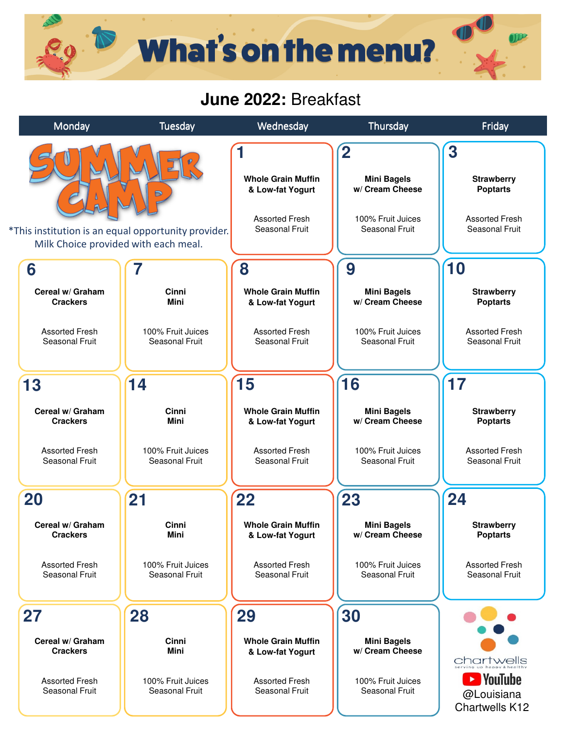# What's on the menu?

## June 2022: Breakfast

| Monday | Tuesday | Wednesday | Thursday | Friday |
|---|---|---|---|---|
| SUMMER CAMP<br>*This institution is an equal opportunity provider. Milk Choice provided with each meal. | | **1**<br>**Whole Grain Muffin & Low-fat Yogurt**<br>Assorted Fresh Seasonal Fruit | **2**<br>**Mini Bagels w/ Cream Cheese**<br>100% Fruit Juices Seasonal Fruit | **3**<br>**Strawberry Poptarts**<br>Assorted Fresh Seasonal Fruit |
| **6**<br>**Cereal w/ Graham Crackers**<br>Assorted Fresh Seasonal Fruit | **7**<br>**Cinni Mini**<br>100% Fruit Juices Seasonal Fruit | **8**<br>**Whole Grain Muffin & Low-fat Yogurt**<br>Assorted Fresh Seasonal Fruit | **9**<br>**Mini Bagels w/ Cream Cheese**<br>100% Fruit Juices Seasonal Fruit | **10**<br>**Strawberry Poptarts**<br>Assorted Fresh Seasonal Fruit |
| **13**<br>**Cereal w/ Graham Crackers**<br>Assorted Fresh Seasonal Fruit | **14**<br>**Cinni Mini**<br>100% Fruit Juices Seasonal Fruit | **15**<br>**Whole Grain Muffin & Low-fat Yogurt**<br>Assorted Fresh Seasonal Fruit | **16**<br>**Mini Bagels w/ Cream Cheese**<br>100% Fruit Juices Seasonal Fruit | **17**<br>**Strawberry Poptarts**<br>Assorted Fresh Seasonal Fruit |
| **20**<br>**Cereal w/ Graham Crackers**<br>Assorted Fresh Seasonal Fruit | **21**<br>**Cinni Mini**<br>100% Fruit Juices Seasonal Fruit | **22**<br>**Whole Grain Muffin & Low-fat Yogurt**<br>Assorted Fresh Seasonal Fruit | **23**<br>**Mini Bagels w/ Cream Cheese**<br>100% Fruit Juices Seasonal Fruit | **24**<br>**Strawberry Poptarts**<br>Assorted Fresh Seasonal Fruit |
| **27**<br>**Cereal w/ Graham Crackers**<br>Assorted Fresh Seasonal Fruit | **28**<br>**Cinni Mini**<br>100% Fruit Juices Seasonal Fruit | **29**<br>**Whole Grain Muffin & Low-fat Yogurt**<br>Assorted Fresh Seasonal Fruit | **30**<br>**Mini Bagels w/ Cream Cheese**<br>100% Fruit Juices Seasonal Fruit | chartwells<br>serving up happy & healthy<br>YouTube @Louisiana Chartwells K12 |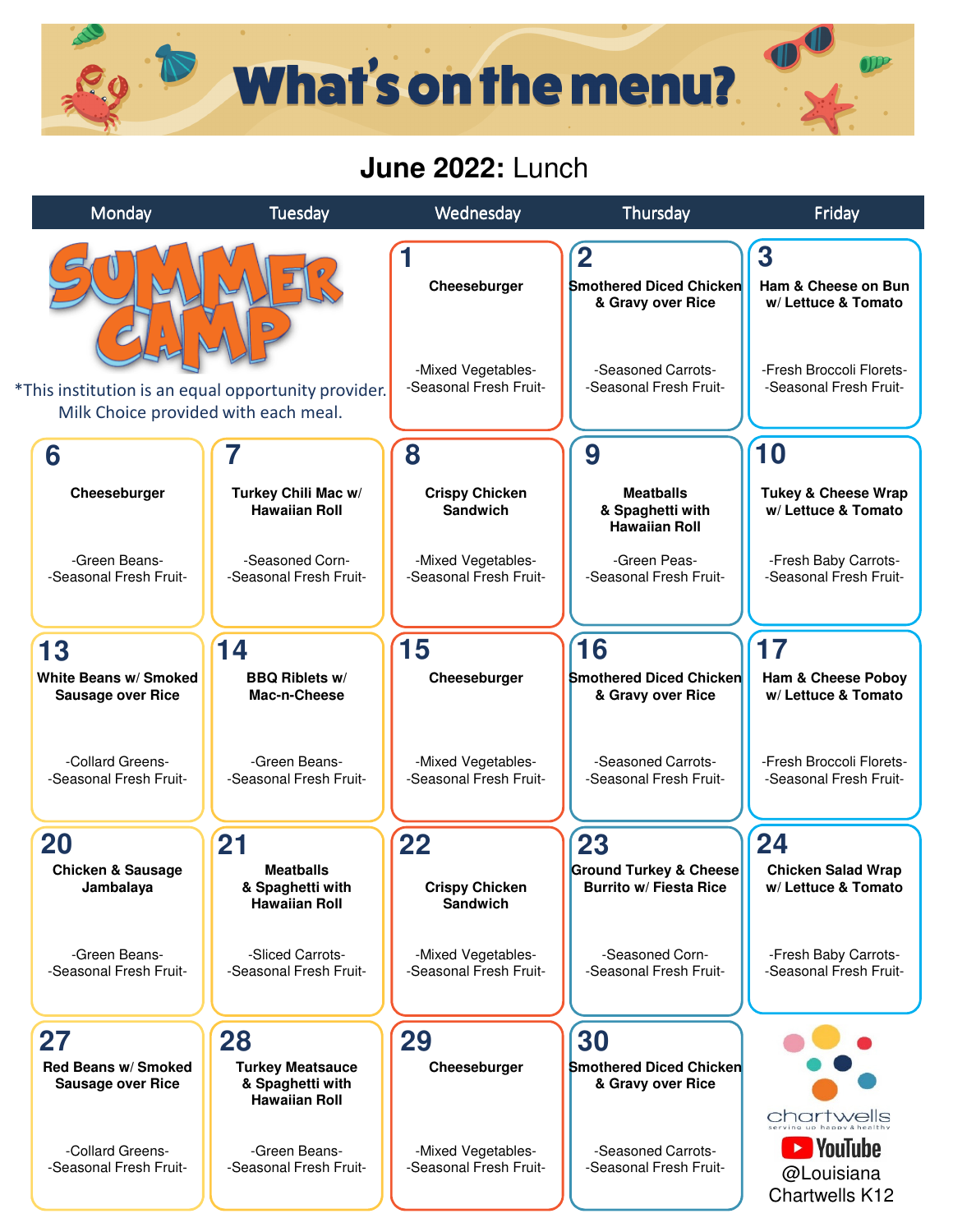# What's on the menu?

## June 2022: Lunch

| Monday | Tuesday | Wednesday | Thursday | Friday |
|---|---|---|---|---|
| SUMMER CAMP<br><br>*This institution is an equal opportunity provider. Milk Choice provided with each meal. | | **1**<br>**Cheeseburger**<br><br>-Mixed Vegetables-<br>-Seasonal Fresh Fruit- | **2**<br>**Smothered Diced Chicken & Gravy over Rice**<br><br>-Seasoned Carrots-<br>-Seasonal Fresh Fruit- | **3**<br>**Ham & Cheese on Bun w/ Lettuce & Tomato**<br><br>-Fresh Broccoli Florets-<br>-Seasonal Fresh Fruit- |
| **6**<br>**Cheeseburger**<br><br>-Green Beans-<br>-Seasonal Fresh Fruit- | **7**<br>**Turkey Chili Mac w/ Hawaiian Roll**<br><br>-Seasoned Corn-<br>-Seasonal Fresh Fruit- | **8**<br>**Crispy Chicken Sandwich**<br><br>-Mixed Vegetables-<br>-Seasonal Fresh Fruit- | **9**<br>**Meatballs & Spaghetti with Hawaiian Roll**<br><br>-Green Peas-<br>-Seasonal Fresh Fruit- | **10**<br>**Tukey & Cheese Wrap w/ Lettuce & Tomato**<br><br>-Fresh Baby Carrots-<br>-Seasonal Fresh Fruit- |
| **13**<br>**White Beans w/ Smoked Sausage over Rice**<br><br>-Collard Greens-<br>-Seasonal Fresh Fruit- | **14**<br>**BBQ Riblets w/ Mac-n-Cheese**<br><br>-Green Beans-<br>-Seasonal Fresh Fruit- | **15**<br>**Cheeseburger**<br><br>-Mixed Vegetables-<br>-Seasonal Fresh Fruit- | **16**<br>**Smothered Diced Chicken & Gravy over Rice**<br><br>-Seasoned Carrots-<br>-Seasonal Fresh Fruit- | **17**<br>**Ham & Cheese Poboy w/ Lettuce & Tomato**<br><br>-Fresh Broccoli Florets-<br>-Seasonal Fresh Fruit- |
| **20**<br>**Chicken & Sausage Jambalaya**<br><br>-Green Beans-<br>-Seasonal Fresh Fruit- | **21**<br>**Meatballs & Spaghetti with Hawaiian Roll**<br><br>-Sliced Carrots-<br>-Seasonal Fresh Fruit- | **22**<br>**Crispy Chicken Sandwich**<br><br>-Mixed Vegetables-<br>-Seasonal Fresh Fruit- | **23**<br>**Ground Turkey & Cheese Burrito w/ Fiesta Rice**<br><br>-Seasoned Corn-<br>-Seasonal Fresh Fruit- | **24**<br>**Chicken Salad Wrap w/ Lettuce & Tomato**<br><br>-Fresh Baby Carrots-<br>-Seasonal Fresh Fruit- |
| **27**<br>**Red Beans w/ Smoked Sausage over Rice**<br><br>-Collard Greens-<br>-Seasonal Fresh Fruit- | **28**<br>**Turkey Meatsauce & Spaghetti with Hawaiian Roll**<br><br>-Green Beans-<br>-Seasonal Fresh Fruit- | **29**<br>**Cheeseburger**<br><br>-Mixed Vegetables-<br>-Seasonal Fresh Fruit- | **30**<br>**Smothered Diced Chicken & Gravy over Rice**<br><br>-Seasoned Carrots-<br>-Seasonal Fresh Fruit- | chartwells<br>serving up happy & healthy<br>YouTube<br>@Louisiana Chartwells K12 |